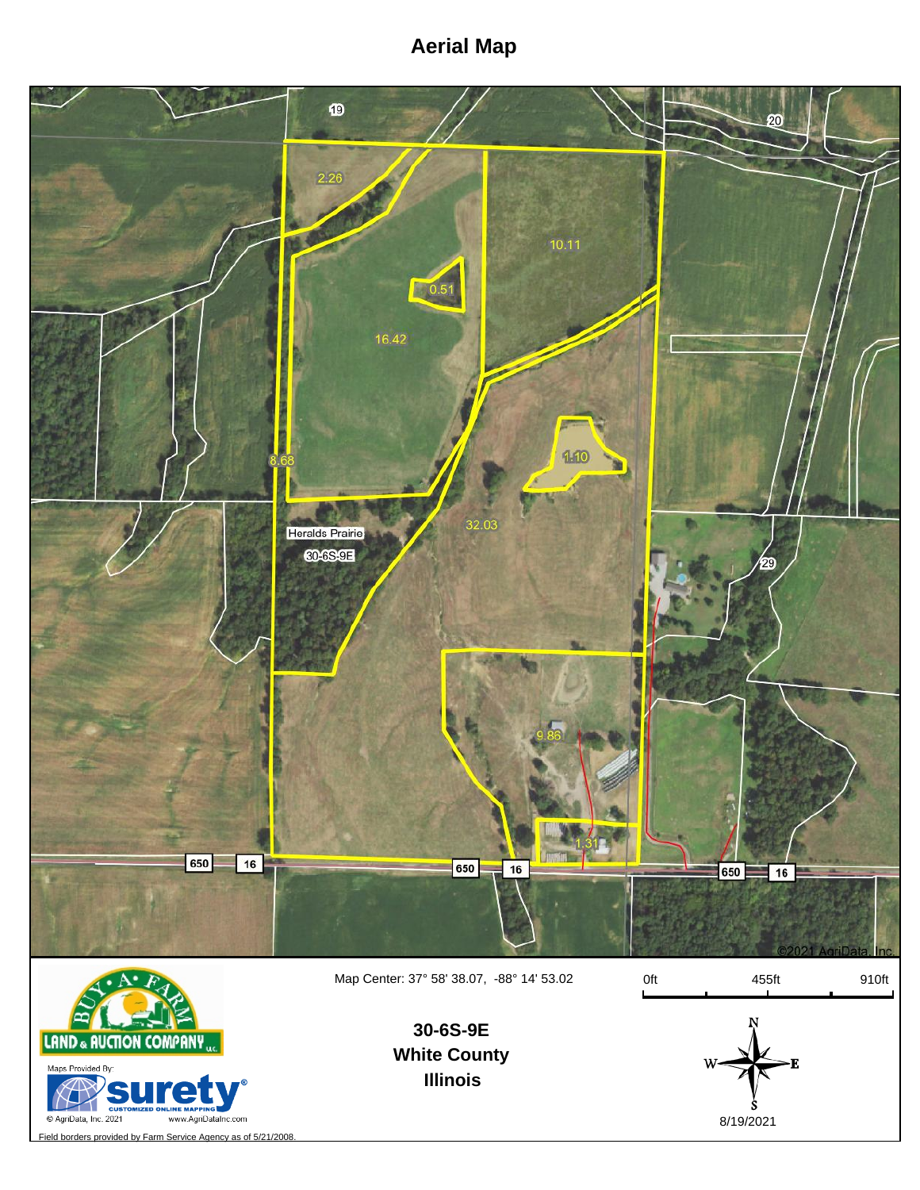# Aerial Map

19

20

2.26

10.11

0.51

16.42

8.68

1.10

32.03

29

Heralds Prairie

30-6S-9E

9.86

1.31

650 16

650 16

650 16

©2021 AgriData, Inc.

Map Center: 37° 58' 38.07, -88° 14' 53.02

0ft 455ft 910ft

**30-6S-9E**
**White County**
**Illinois**

N W E S

8/19/2021

BUY-A-FARM LAND & AUCTION COMPANY LLC

Maps Provided By: surety® CUSTOMIZED ONLINE MAPPING

© AgriData, Inc. 2021 www.AgriDataInc.com

Field borders provided by Farm Service Agency as of 5/21/2008.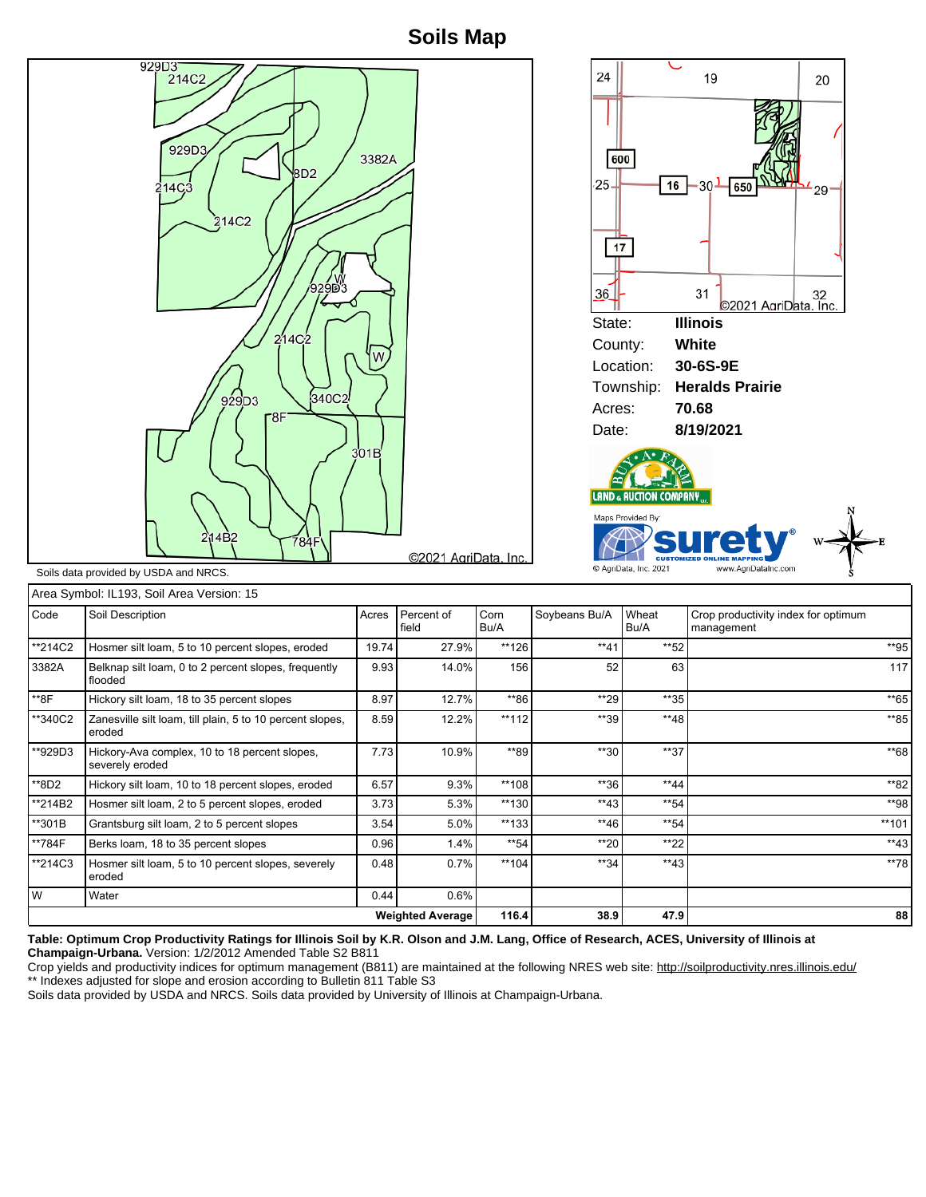# Soils Map

Soils data provided by USDA and NRCS.

©2021 AgriData, Inc.

| | |
|---|---|
| State: | **Illinois** |
| County: | **White** |
| Location: | **30-6S-9E** |
| Township: | **Heralds Prairie** |
| Acres: | **70.68** |
| Date: | **8/19/2021** |

Maps Provided By: surety — CUSTOMIZED ONLINE MAPPING — © AgriData, Inc. 2021 — www.AgriDataInc.com

Area Symbol: IL193, Soil Area Version: 15

| Code | Soil Description | Acres | Percent of field | Corn Bu/A | Soybeans Bu/A | Wheat Bu/A | Crop productivity index for optimum management |
|---|---|---|---|---|---|---|---|
| **214C2 | Hosmer silt loam, 5 to 10 percent slopes, eroded | 19.74 | 27.9% | **126 | **41 | **52 | **95 |
| 3382A | Belknap silt loam, 0 to 2 percent slopes, frequently flooded | 9.93 | 14.0% | 156 | 52 | 63 | 117 |
| **8F | Hickory silt loam, 18 to 35 percent slopes | 8.97 | 12.7% | **86 | **29 | **35 | **65 |
| **340C2 | Zanesville silt loam, till plain, 5 to 10 percent slopes, eroded | 8.59 | 12.2% | **112 | **39 | **48 | **85 |
| **929D3 | Hickory-Ava complex, 10 to 18 percent slopes, severely eroded | 7.73 | 10.9% | **89 | **30 | **37 | **68 |
| **8D2 | Hickory silt loam, 10 to 18 percent slopes, eroded | 6.57 | 9.3% | **108 | **36 | **44 | **82 |
| **214B2 | Hosmer silt loam, 2 to 5 percent slopes, eroded | 3.73 | 5.3% | **130 | **43 | **54 | **98 |
| **301B | Grantsburg silt loam, 2 to 5 percent slopes | 3.54 | 5.0% | **133 | **46 | **54 | **101 |
| **784F | Berks loam, 18 to 35 percent slopes | 0.96 | 1.4% | **54 | **20 | **22 | **43 |
| **214C3 | Hosmer silt loam, 5 to 10 percent slopes, severely eroded | 0.48 | 0.7% | **104 | **34 | **43 | **78 |
| W | Water | 0.44 | 0.6% | | | | |
| | | | **Weighted Average** | **116.4** | **38.9** | **47.9** | **88** |

**Table: Optimum Crop Productivity Ratings for Illinois Soil by K.R. Olson and J.M. Lang, Office of Research, ACES, University of Illinois at Champaign-Urbana.** Version: 1/2/2012 Amended Table S2 B811

Crop yields and productivity indices for optimum management (B811) are maintained at the following NRES web site: http://soilproductivity.nres.illinois.edu/

** Indexes adjusted for slope and erosion according to Bulletin 811 Table S3

Soils data provided by USDA and NRCS. Soils data provided by University of Illinois at Champaign-Urbana.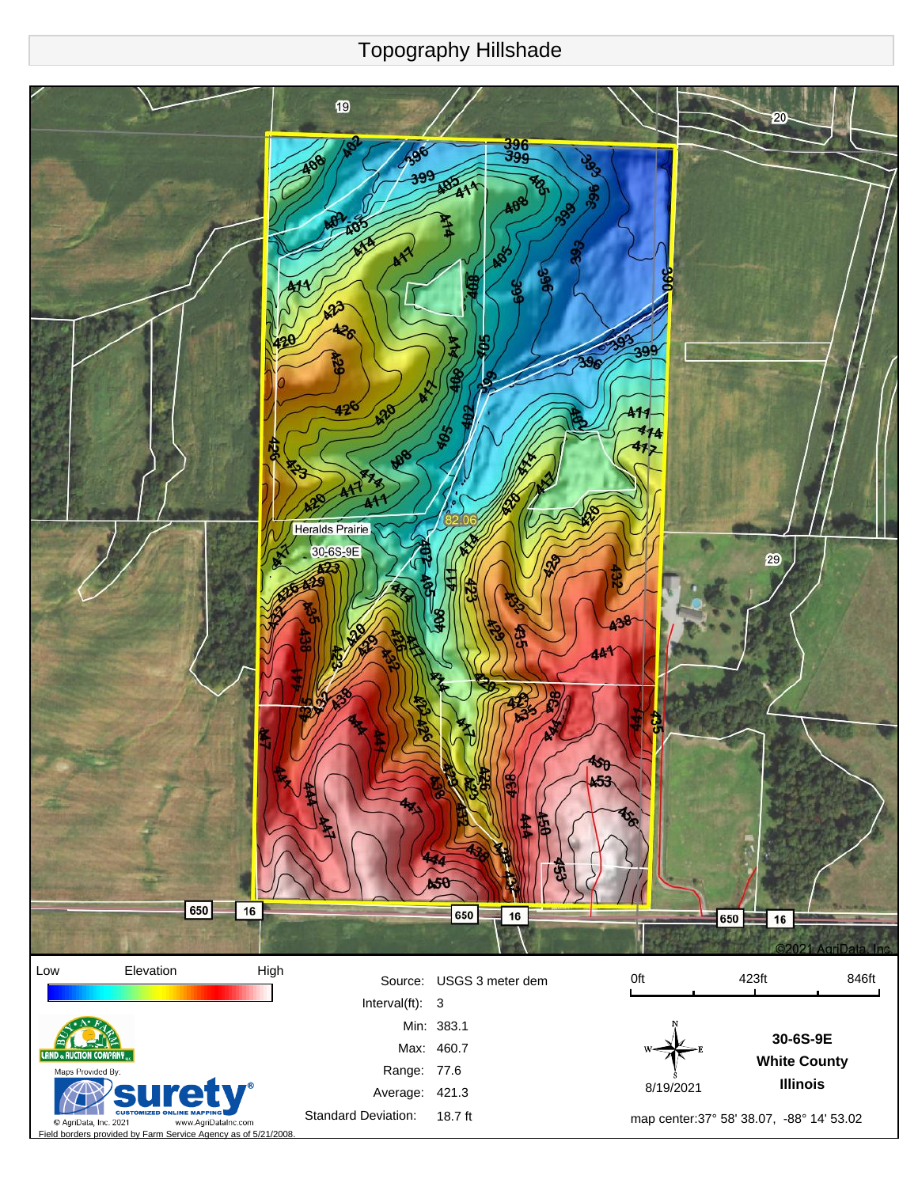# Topography Hillshade

Heralds Prairie

30-6S-9E

19

20

29

650 16

650 16

650 16

82.06

©2021 AgriData, Inc.

Low Elevation High

Source: USGS 3 meter dem

Interval(ft): 3

Min: 383.1

Max: 460.7

Range: 77.6

Average: 421.3

Standard Deviation: 18.7 ft

0ft 423ft 846ft

N S W E

8/19/2021

**30-6S-9E**

**White County**

**Illinois**

map center:37° 58' 38.07, -88° 14' 53.02

BUY-A-FARM LAND & AUCTION COMPANY LLC

Maps Provided By:

surety® CUSTOMIZED ONLINE MAPPING

© AgriData, Inc. 2021 www.AgriDataInc.com

Field borders provided by Farm Service Agency as of 5/21/2008.